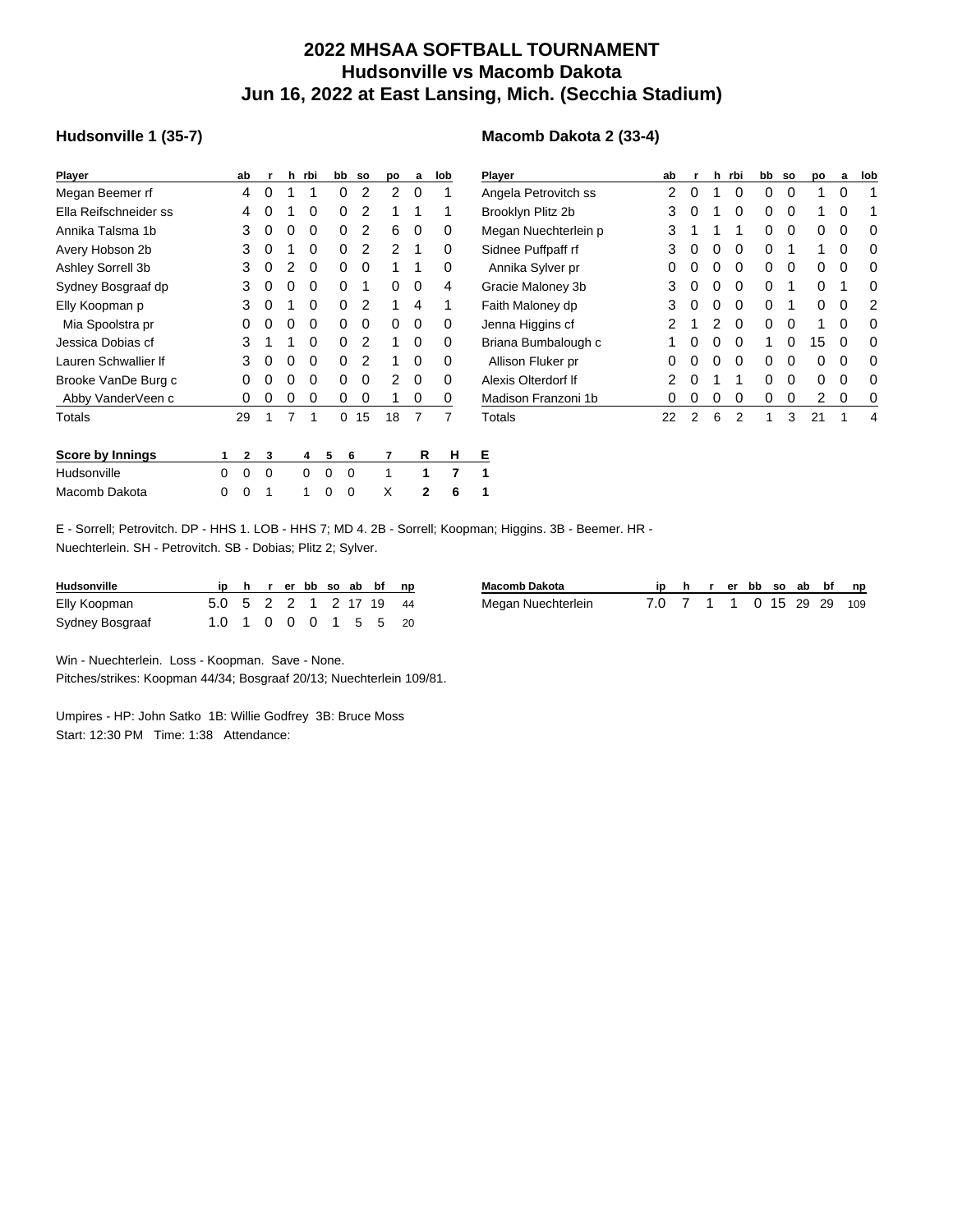# 2022 MHSAA SOFTBALL TOURNAMENT
## Hudsonville vs Macomb Dakota
## Jun 16, 2022 at East Lansing, Mich. (Secchia Stadium)

### Hudsonville 1 (35-7)

| Player | ab | r | h | rbi | bb | so | po | a | lob |
|---|---|---|---|---|---|---|---|---|---|
| Megan Beemer rf | 4 | 0 | 1 | 1 | 0 | 2 | 2 | 0 | 1 |
| Ella Reifschneider ss | 4 | 0 | 1 | 0 | 0 | 2 | 1 | 1 | 1 |
| Annika Talsma 1b | 3 | 0 | 0 | 0 | 0 | 2 | 6 | 0 | 0 |
| Avery Hobson 2b | 3 | 0 | 1 | 0 | 0 | 2 | 2 | 1 | 0 |
| Ashley Sorrell 3b | 3 | 0 | 2 | 0 | 0 | 0 | 1 | 1 | 0 |
| Sydney Bosgraaf dp | 3 | 0 | 0 | 0 | 0 | 1 | 0 | 0 | 4 |
| Elly Koopman p | 3 | 0 | 1 | 0 | 0 | 2 | 1 | 4 | 1 |
| Mia Spoolstra pr | 0 | 0 | 0 | 0 | 0 | 0 | 0 | 0 | 0 |
| Jessica Dobias cf | 3 | 1 | 1 | 0 | 0 | 2 | 1 | 0 | 0 |
| Lauren Schwallier lf | 3 | 0 | 0 | 0 | 0 | 2 | 1 | 0 | 0 |
| Brooke VanDe Burg c | 0 | 0 | 0 | 0 | 0 | 0 | 2 | 0 | 0 |
| Abby VanderVeen c | 0 | 0 | 0 | 0 | 0 | 0 | 1 | 0 | 0 |
| Totals | 29 | 1 | 7 | 1 | 0 | 15 | 18 | 7 | 7 |

### Macomb Dakota 2 (33-4)

| Player | ab | r | h | rbi | bb | so | po | a | lob |
|---|---|---|---|---|---|---|---|---|---|
| Angela Petrovitch ss | 2 | 0 | 1 | 0 | 0 | 0 | 1 | 0 | 1 |
| Brooklyn Plitz 2b | 3 | 0 | 1 | 0 | 0 | 0 | 1 | 0 | 1 |
| Megan Nuechterlein p | 3 | 1 | 1 | 1 | 0 | 0 | 0 | 0 | 0 |
| Sidnee Puffpaff rf | 3 | 0 | 0 | 0 | 0 | 1 | 1 | 0 | 0 |
| Annika Sylver pr | 0 | 0 | 0 | 0 | 0 | 0 | 0 | 0 | 0 |
| Gracie Maloney 3b | 3 | 0 | 0 | 0 | 0 | 1 | 0 | 1 | 0 |
| Faith Maloney dp | 3 | 0 | 0 | 0 | 0 | 1 | 0 | 0 | 2 |
| Jenna Higgins cf | 2 | 1 | 2 | 0 | 0 | 0 | 1 | 0 | 0 |
| Briana Bumbalough c | 1 | 0 | 0 | 0 | 1 | 0 | 15 | 0 | 0 |
| Allison Fluker pr | 0 | 0 | 0 | 0 | 0 | 0 | 0 | 0 | 0 |
| Alexis Olterdorf lf | 2 | 0 | 1 | 1 | 0 | 0 | 0 | 0 | 0 |
| Madison Franzoni 1b | 0 | 0 | 0 | 0 | 0 | 0 | 2 | 0 | 0 |
| Totals | 22 | 2 | 6 | 2 | 1 | 3 | 21 | 1 | 4 |

| Score by Innings | 1 | 2 | 3 | 4 | 5 | 6 | 7 | R | H | E |
|---|---|---|---|---|---|---|---|---|---|---|
| Hudsonville | 0 | 0 | 0 | 0 | 0 | 0 | 1 | 1 | 7 | 1 |
| Macomb Dakota | 0 | 0 | 1 | 1 | 0 | 0 | X | 2 | 6 | 1 |

E - Sorrell; Petrovitch. DP - HHS 1. LOB - HHS 7; MD 4. 2B - Sorrell; Koopman; Higgins. 3B - Beemer. HR - Nuechterlein. SH - Petrovitch. SB - Dobias; Plitz 2; Sylver.

| Hudsonville | ip | h | r | er | bb | so | ab | bf | np |
|---|---|---|---|---|---|---|---|---|---|
| Elly Koopman | 5.0 | 5 | 2 | 2 | 1 | 2 | 17 | 19 | 44 |
| Sydney Bosgraaf | 1.0 | 1 | 0 | 0 | 0 | 1 | 5 | 5 | 20 |

| Macomb Dakota | ip | h | r | er | bb | so | ab | bf | np |
|---|---|---|---|---|---|---|---|---|---|
| Megan Nuechterlein | 7.0 | 7 | 1 | 1 | 0 | 15 | 29 | 29 | 109 |

Win - Nuechterlein. Loss - Koopman. Save - None.
Pitches/strikes: Koopman 44/34; Bosgraaf 20/13; Nuechterlein 109/81.

Umpires - HP: John Satko 1B: Willie Godfrey 3B: Bruce Moss
Start: 12:30 PM Time: 1:38 Attendance: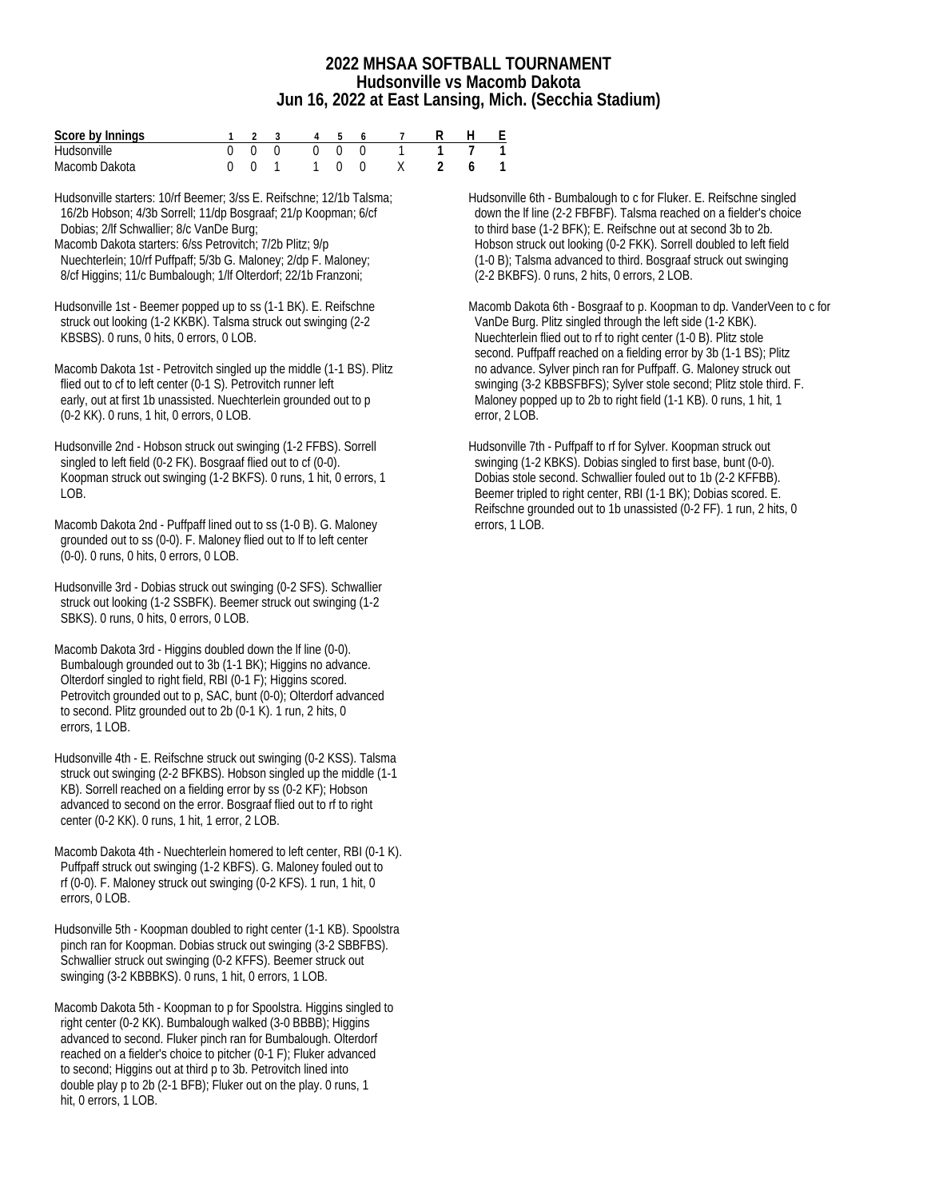# 2022 MHSAA SOFTBALL TOURNAMENT
## Hudsonville vs Macomb Dakota
## Jun 16, 2022 at East Lansing, Mich. (Secchia Stadium)

| Score by Innings | 1 | 2 | 3 | 4 | 5 | 6 | 7 | R | H | E |
|---|---|---|---|---|---|---|---|---|---|---|
| Hudsonville | 0 | 0 | 0 | 0 | 0 | 0 | 1 | 1 | 7 | 1 |
| Macomb Dakota | 0 | 0 | 1 | 1 | 0 | 0 | X | 2 | 6 | 1 |

Hudsonville starters: 10/rf Beemer; 3/ss E. Reifschne; 12/1b Talsma; 16/2b Hobson; 4/3b Sorrell; 11/dp Bosgraaf; 21/p Koopman; 6/cf Dobias; 2/lf Schwallier; 8/c VanDe Burg;
Macomb Dakota starters: 6/ss Petrovitch; 7/2b Plitz; 9/p Nuechterlein; 10/rf Puffpaff; 5/3b G. Maloney; 2/dp F. Maloney; 8/cf Higgins; 11/c Bumbalough; 1/lf Olterdorf; 22/1b Franzoni;

Hudsonville 1st - Beemer popped up to ss (1-1 BK). E. Reifschne struck out looking (1-2 KKBK). Talsma struck out swinging (2-2 KBSBS). 0 runs, 0 hits, 0 errors, 0 LOB.

Macomb Dakota 1st - Petrovitch singled up the middle (1-1 BS). Plitz flied out to cf to left center (0-1 S). Petrovitch runner left early, out at first 1b unassisted. Nuechterlein grounded out to p (0-2 KK). 0 runs, 1 hit, 0 errors, 0 LOB.

Hudsonville 2nd - Hobson struck out swinging (1-2 FFBS). Sorrell singled to left field (0-2 FK). Bosgraaf flied out to cf (0-0). Koopman struck out swinging (1-2 BKFS). 0 runs, 1 hit, 0 errors, 1 LOB.

Macomb Dakota 2nd - Puffpaff lined out to ss (1-0 B). G. Maloney grounded out to ss (0-0). F. Maloney flied out to lf to left center (0-0). 0 runs, 0 hits, 0 errors, 0 LOB.

Hudsonville 3rd - Dobias struck out swinging (0-2 SFS). Schwallier struck out looking (1-2 SSBFK). Beemer struck out swinging (1-2 SBKS). 0 runs, 0 hits, 0 errors, 0 LOB.

Macomb Dakota 3rd - Higgins doubled down the lf line (0-0). Bumbalough grounded out to 3b (1-1 BK); Higgins no advance. Olterdorf singled to right field, RBI (0-1 F); Higgins scored. Petrovitch grounded out to p, SAC, bunt (0-0); Olterdorf advanced to second. Plitz grounded out to 2b (0-1 K). 1 run, 2 hits, 0 errors, 1 LOB.

Hudsonville 4th - E. Reifschne struck out swinging (0-2 KSS). Talsma struck out swinging (2-2 BFKBS). Hobson singled up the middle (1-1 KB). Sorrell reached on a fielding error by ss (0-2 KF); Hobson advanced to second on the error. Bosgraaf flied out to rf to right center (0-2 KK). 0 runs, 1 hit, 1 error, 2 LOB.

Macomb Dakota 4th - Nuechterlein homered to left center, RBI (0-1 K). Puffpaff struck out swinging (1-2 KBFS). G. Maloney fouled out to rf (0-0). F. Maloney struck out swinging (0-2 KFS). 1 run, 1 hit, 0 errors, 0 LOB.

Hudsonville 5th - Koopman doubled to right center (1-1 KB). Spoolstra pinch ran for Koopman. Dobias struck out swinging (3-2 SBBFBS). Schwallier struck out swinging (0-2 KFFS). Beemer struck out swinging (3-2 KBBBKS). 0 runs, 1 hit, 0 errors, 1 LOB.

Macomb Dakota 5th - Koopman to p for Spoolstra. Higgins singled to right center (0-2 KK). Bumbalough walked (3-0 BBBB); Higgins advanced to second. Fluker pinch ran for Bumbalough. Olterdorf reached on a fielder's choice to pitcher (0-1 F); Fluker advanced to second; Higgins out at third p to 3b. Petrovitch lined into double play p to 2b (2-1 BFB); Fluker out on the play. 0 runs, 1 hit, 0 errors, 1 LOB.

Hudsonville 6th - Bumbalough to c for Fluker. E. Reifschne singled down the lf line (2-2 FBFBF). Talsma reached on a fielder's choice to third base (1-2 BFK); E. Reifschne out at second 3b to 2b. Hobson struck out looking (0-2 FKK). Sorrell doubled to left field (1-0 B); Talsma advanced to third. Bosgraaf struck out swinging (2-2 BKBFS). 0 runs, 2 hits, 0 errors, 2 LOB.

Macomb Dakota 6th - Bosgraaf to p. Koopman to dp. VanderVeen to c for VanDe Burg. Plitz singled through the left side (1-2 KBK). Nuechterlein flied out to rf to right center (1-0 B). Plitz stole second. Puffpaff reached on a fielding error by 3b (1-1 BS); Plitz no advance. Sylver pinch ran for Puffpaff. G. Maloney struck out swinging (3-2 KBBSFBFS); Sylver stole second; Plitz stole third. F. Maloney popped up to 2b to right field (1-1 KB). 0 runs, 1 hit, 1 error, 2 LOB.

Hudsonville 7th - Puffpaff to rf for Sylver. Koopman struck out swinging (1-2 KBKS). Dobias singled to first base, bunt (0-0). Dobias stole second. Schwallier fouled out to 1b (2-2 KFFBB). Beemer tripled to right center, RBI (1-1 BK); Dobias scored. E. Reifschne grounded out to 1b unassisted (0-2 FF). 1 run, 2 hits, 0 errors, 1 LOB.